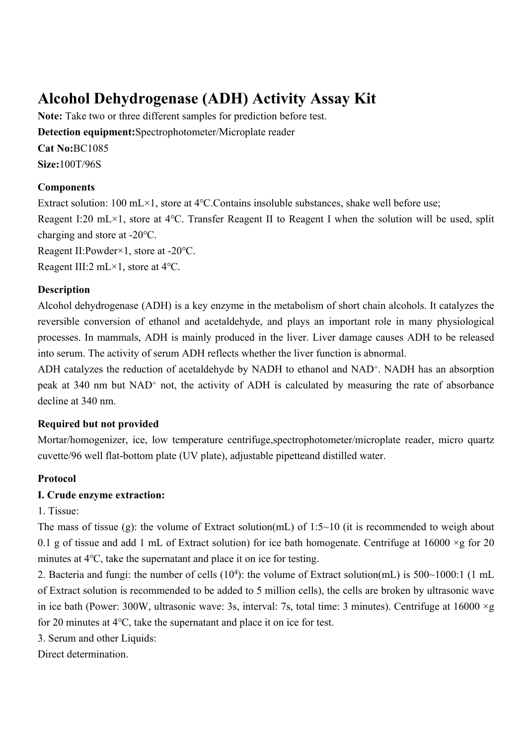# Alcohol Dehydrogenase (ADH) Activity Assay Kit

**Note:** Take two or three different samples for prediction before test.

**Detection equipment:**Spectrophotometer/Microplate reader

**Cat No:**BC1085

**Size:**100T/96S

**Components**

Extract solution: 100 mL×1, store at 4℃.Contains insoluble substances, shake well before use;

Reagent I:20 mL×1, store at 4℃. Transfer Reagent II to Reagent I when the solution will be used, split charging and store at -20℃.

Reagent II:Powder×1, store at -20℃.

Reagent III:2 mL×1, store at 4℃.

**Description**

Alcohol dehydrogenase (ADH) is a key enzyme in the metabolism of short chain alcohols. It catalyzes the reversible conversion of ethanol and acetaldehyde, and plays an important role in many physiological processes. In mammals, ADH is mainly produced in the liver. Liver damage causes ADH to be released into serum. The activity of serum ADH reflects whether the liver function is abnormal.

ADH catalyzes the reduction of acetaldehyde by NADH to ethanol and $NAD^+$. NADH has an absorption peak at 340 nm but $NAD^+$ not, the activity of ADH is calculated by measuring the rate of absorbance decline at 340 nm.

**Required but not provided**

Mortar/homogenizer, ice, low temperature centrifuge,spectrophotometer/microplate reader, micro quartz cuvette/96 well flat-bottom plate (UV plate), adjustable pipetteand distilled water.

**Protocol**

**I. Crude enzyme extraction:**

1. Tissue:

The mass of tissue (g): the volume of Extract solution(mL) of 1:5~10 (it is recommended to weigh about 0.1 g of tissue and add 1 mL of Extract solution) for ice bath homogenate. Centrifuge at 16000 ×g for 20 minutes at 4℃, take the supernatant and place it on ice for testing.

2. Bacteria and fungi: the number of cells ($10^4$): the volume of Extract solution(mL) is 500~1000:1 (1 mL of Extract solution is recommended to be added to 5 million cells), the cells are broken by ultrasonic wave in ice bath (Power: 300W, ultrasonic wave: 3s, interval: 7s, total time: 3 minutes). Centrifuge at 16000 ×g for 20 minutes at 4℃, take the supernatant and place it on ice for test.

3. Serum and other Liquids:

Direct determination.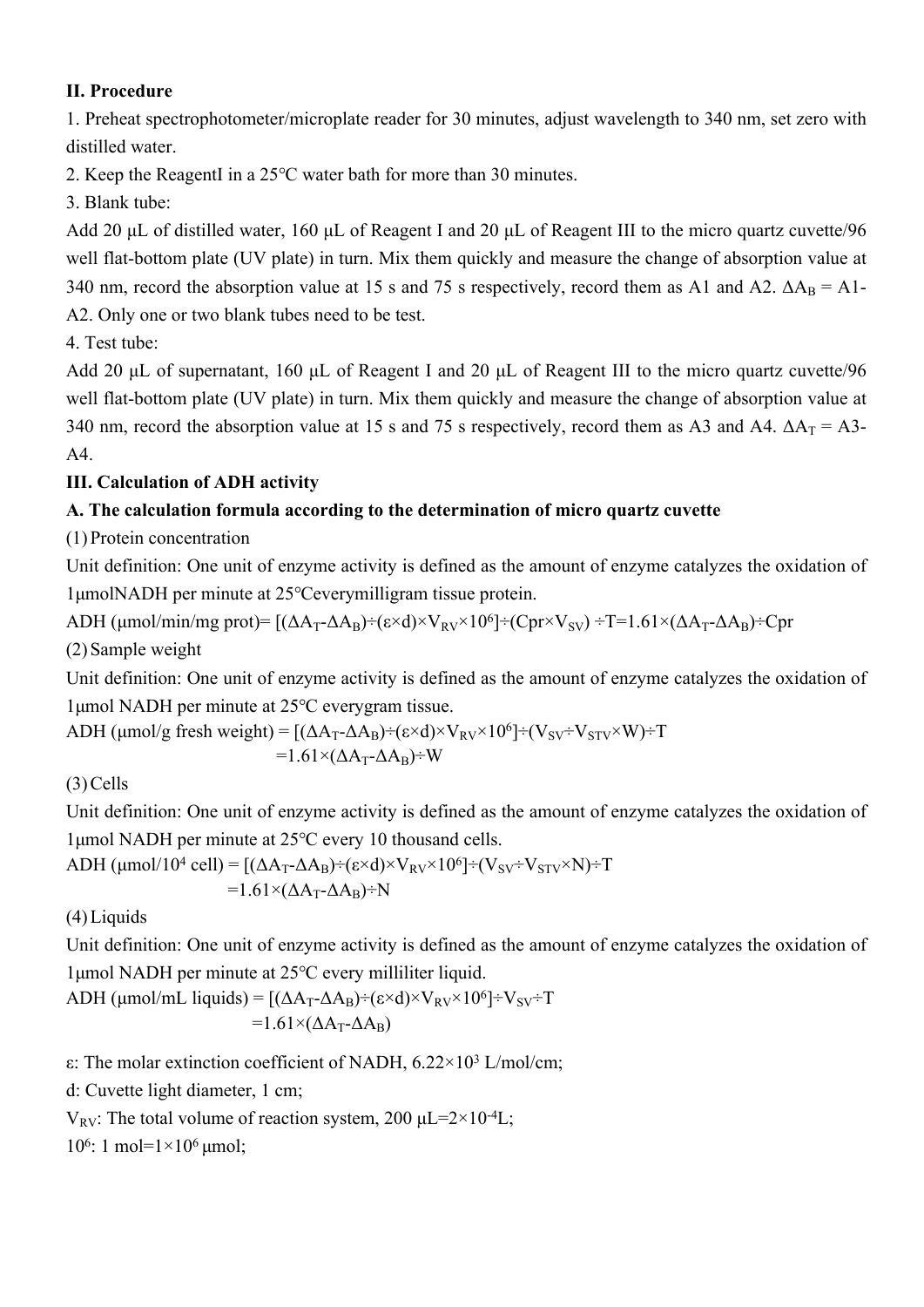**II. Procedure**

1. Preheat spectrophotometer/microplate reader for 30 minutes, adjust wavelength to 340 nm, set zero with distilled water.
2. Keep the ReagentI in a 25°C water bath for more than 30 minutes.
3. Blank tube:

Add 20 μL of distilled water, 160 μL of Reagent I and 20 μL of Reagent III to the micro quartz cuvette/96 well flat-bottom plate (UV plate) in turn. Mix them quickly and measure the change of absorption value at 340 nm, record the absorption value at 15 s and 75 s respectively, record them as A1 and A2. $\Delta A_B$ = A1-A2. Only one or two blank tubes need to be test.

4. Test tube:

Add 20 μL of supernatant, 160 μL of Reagent I and 20 μL of Reagent III to the micro quartz cuvette/96 well flat-bottom plate (UV plate) in turn. Mix them quickly and measure the change of absorption value at 340 nm, record the absorption value at 15 s and 75 s respectively, record them as A3 and A4. $\Delta A_T$ = A3-A4.

**III. Calculation of ADH activity**

**A. The calculation formula according to the determination of micro quartz cuvette**

(1) Protein concentration

Unit definition: One unit of enzyme activity is defined as the amount of enzyme catalyzes the oxidation of 1μmolNADH per minute at 25°Ceverymilligram tissue protein.

ADH (μmol/min/mg prot)= $[(\Delta A_T-\Delta A_B)\div(\varepsilon\times d)\times V_{RV}\times10^6]\div(Cpr\times V_{SV})\div T=1.61\times(\Delta A_T-\Delta A_B)\div Cpr$

(2) Sample weight

Unit definition: One unit of enzyme activity is defined as the amount of enzyme catalyzes the oxidation of 1μmol NADH per minute at 25°C everygram tissue.

ADH (μmol/g fresh weight) = $[(\Delta A_T-\Delta A_B)\div(\varepsilon\times d)\times V_{RV}\times10^6]\div(V_{SV}\div V_{STV}\times W)\div T$

$=1.61\times(\Delta A_T-\Delta A_B)\div W$

(3) Cells

Unit definition: One unit of enzyme activity is defined as the amount of enzyme catalyzes the oxidation of 1μmol NADH per minute at 25°C every 10 thousand cells.

ADH (μmol/$10^4$ cell) = $[(\Delta A_T-\Delta A_B)\div(\varepsilon\times d)\times V_{RV}\times10^6]\div(V_{SV}\div V_{STV}\times N)\div T$

$=1.61\times(\Delta A_T-\Delta A_B)\div N$

(4) Liquids

Unit definition: One unit of enzyme activity is defined as the amount of enzyme catalyzes the oxidation of 1μmol NADH per minute at 25°C every milliliter liquid.

ADH (μmol/mL liquids) = $[(\Delta A_T-\Delta A_B)\div(\varepsilon\times d)\times V_{RV}\times10^6]\div V_{SV}\div T$

$=1.61\times(\Delta A_T-\Delta A_B)$

ε: The molar extinction coefficient of NADH, $6.22\times10^3$ L/mol/cm;

d: Cuvette light diameter, 1 cm;

$V_{RV}$: The total volume of reaction system, 200 μL=$2\times10^{-4}$L;

$10^6$: 1 mol=$1\times10^6$ μmol;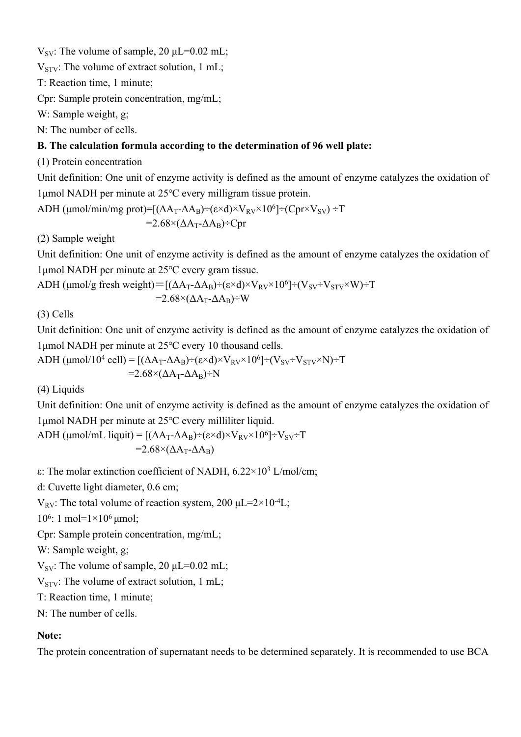$V_{SV}$: The volume of sample, 20 μL=0.02 mL;

$V_{STV}$: The volume of extract solution, 1 mL;

T: Reaction time, 1 minute;

Cpr: Sample protein concentration, mg/mL;

W: Sample weight, g;

N: The number of cells.

**B. The calculation formula according to the determination of 96 well plate:**

(1) Protein concentration

Unit definition: One unit of enzyme activity is defined as the amount of enzyme catalyzes the oxidation of 1μmol NADH per minute at 25°C every milligram tissue protein.

$$\text{ADH (μmol/min/mg prot)}=[(\Delta A_T-\Delta A_B)\div(\varepsilon\times d)\times V_{RV}\times10^6]\div(Cpr\times V_{SV})\div T$$
$$=2.68\times(\Delta A_T-\Delta A_B)\div Cpr$$

(2) Sample weight

Unit definition: One unit of enzyme activity is defined as the amount of enzyme catalyzes the oxidation of 1μmol NADH per minute at 25°C every gram tissue.

$$\text{ADH (μmol/g fresh weight)}=[(\Delta A_T-\Delta A_B)\div(\varepsilon\times d)\times V_{RV}\times10^6]\div(V_{SV}\div V_{STV}\times W)\div T$$
$$=2.68\times(\Delta A_T-\Delta A_B)\div W$$

(3) Cells

Unit definition: One unit of enzyme activity is defined as the amount of enzyme catalyzes the oxidation of 1μmol NADH per minute at 25°C every 10 thousand cells.

$$\text{ADH (μmol/}10^4\text{ cell)} = [(\Delta A_T-\Delta A_B)\div(\varepsilon\times d)\times V_{RV}\times10^6]\div(V_{SV}\div V_{STV}\times N)\div T$$
$$=2.68\times(\Delta A_T-\Delta A_B)\div N$$

(4) Liquids

Unit definition: One unit of enzyme activity is defined as the amount of enzyme catalyzes the oxidation of 1μmol NADH per minute at 25°C every milliliter liquid.

$$\text{ADH (μmol/mL liquit)} = [(\Delta A_T-\Delta A_B)\div(\varepsilon\times d)\times V_{RV}\times10^6]\div V_{SV}\div T$$
$$=2.68\times(\Delta A_T-\Delta A_B)$$

ε: The molar extinction coefficient of NADH, $6.22\times10^3$ L/mol/cm;

d: Cuvette light diameter, 0.6 cm;

$V_{RV}$: The total volume of reaction system, 200 μL=$2\times10^{-4}$L;

$10^6$: 1 mol=$1\times10^6$ μmol;

Cpr: Sample protein concentration, mg/mL;

W: Sample weight, g;

$V_{SV}$: The volume of sample, 20 μL=0.02 mL;

$V_{STV}$: The volume of extract solution, 1 mL;

T: Reaction time, 1 minute;

N: The number of cells.

**Note:**

The protein concentration of supernatant needs to be determined separately. It is recommended to use BCA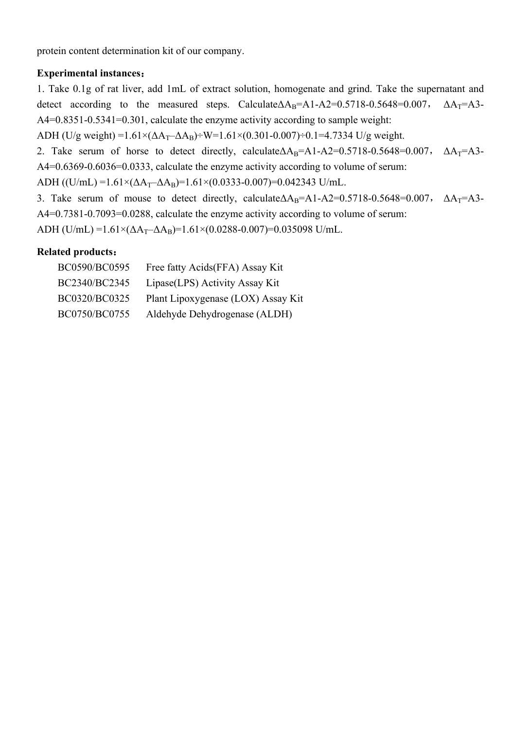protein content determination kit of our company.

**Experimental instances：**

1. Take 0.1g of rat liver, add 1mL of extract solution, homogenate and grind. Take the supernatant and detect according to the measured steps. Calculate$\Delta A_B$=A1-A2=0.5718-0.5648=0.007， $\Delta A_T$=A3-A4=0.8351-0.5341=0.301, calculate the enzyme activity according to sample weight:
ADH (U/g weight) =$1.61\times(\Delta A_T-\Delta A_B)\div W=1.61\times(0.301-0.007)\div 0.1=4.7334$ U/g weight.
2. Take serum of horse to detect directly, calculate$\Delta A_B$=A1-A2=0.5718-0.5648=0.007， $\Delta A_T$=A3-A4=0.6369-0.6036=0.0333, calculate the enzyme activity according to volume of serum:
ADH ((U/mL) =$1.61\times(\Delta A_T-\Delta A_B)=1.61\times(0.0333-0.007)=0.042343$ U/mL.
3. Take serum of mouse to detect directly, calculate$\Delta A_B$=A1-A2=0.5718-0.5648=0.007， $\Delta A_T$=A3-A4=0.7381-0.7093=0.0288, calculate the enzyme activity according to volume of serum:
ADH (U/mL) =$1.61\times(\Delta A_T-\Delta A_B)=1.61\times(0.0288-0.007)=0.035098$ U/mL.

**Related products：**

| | |
|---|---|
| BC0590/BC0595 | Free fatty Acids(FFA) Assay Kit |
| BC2340/BC2345 | Lipase(LPS) Activity Assay Kit |
| BC0320/BC0325 | Plant Lipoxygenase (LOX) Assay Kit |
| BC0750/BC0755 | Aldehyde Dehydrogenase (ALDH) |